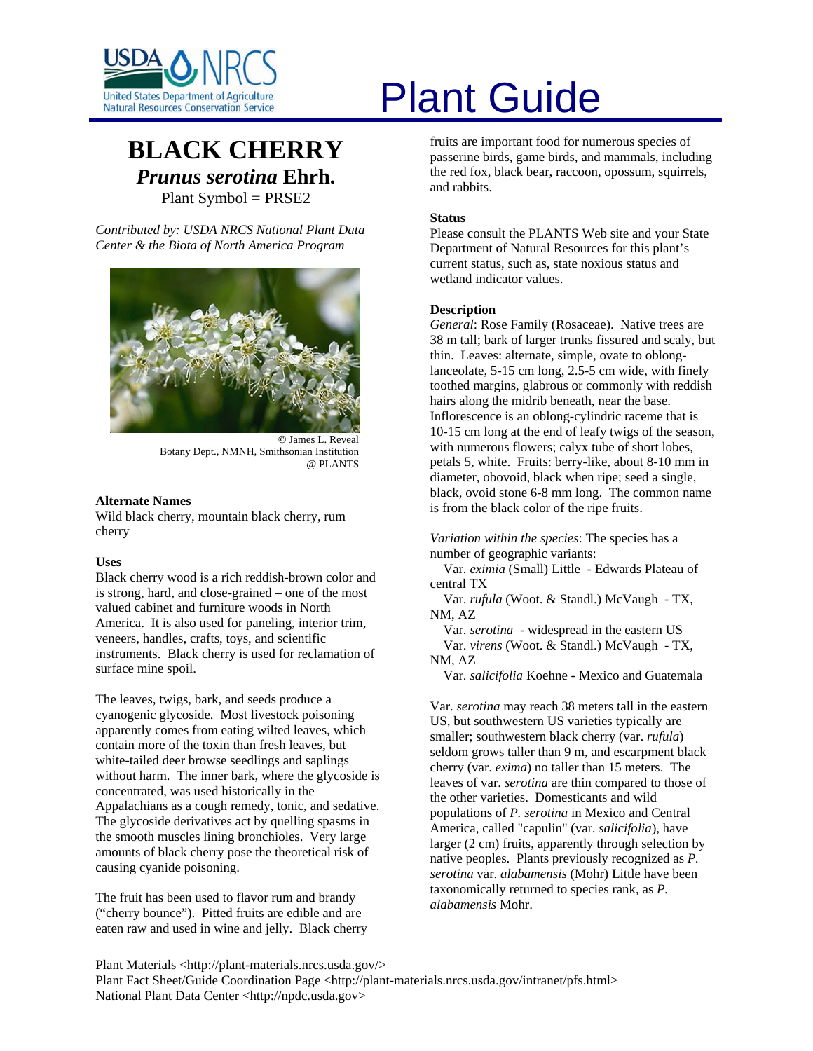# Plant Guide

## BLACK CHERRY

## *Prunus serotina* Ehrh.

Plant Symbol = PRSE2

*Contributed by: USDA NRCS National Plant Data Center & the Biota of North America Program*

© James L. Reveal
Botany Dept., NMNH, Smithsonian Institution
@ PLANTS

### Alternate Names

Wild black cherry, mountain black cherry, rum cherry

### Uses

Black cherry wood is a rich reddish-brown color and is strong, hard, and close-grained – one of the most valued cabinet and furniture woods in North America. It is also used for paneling, interior trim, veneers, handles, crafts, toys, and scientific instruments. Black cherry is used for reclamation of surface mine spoil.

The leaves, twigs, bark, and seeds produce a cyanogenic glycoside. Most livestock poisoning apparently comes from eating wilted leaves, which contain more of the toxin than fresh leaves, but white-tailed deer browse seedlings and saplings without harm. The inner bark, where the glycoside is concentrated, was used historically in the Appalachians as a cough remedy, tonic, and sedative. The glycoside derivatives act by quelling spasms in the smooth muscles lining bronchioles. Very large amounts of black cherry pose the theoretical risk of causing cyanide poisoning.

The fruit has been used to flavor rum and brandy ("cherry bounce"). Pitted fruits are edible and are eaten raw and used in wine and jelly. Black cherry fruits are important food for numerous species of passerine birds, game birds, and mammals, including the red fox, black bear, raccoon, opossum, squirrels, and rabbits.

### Status

Please consult the PLANTS Web site and your State Department of Natural Resources for this plant's current status, such as, state noxious status and wetland indicator values.

### Description

*General*: Rose Family (Rosaceae). Native trees are 38 m tall; bark of larger trunks fissured and scaly, but thin. Leaves: alternate, simple, ovate to oblong-lanceolate, 5-15 cm long, 2.5-5 cm wide, with finely toothed margins, glabrous or commonly with reddish hairs along the midrib beneath, near the base. Inflorescence is an oblong-cylindric raceme that is 10-15 cm long at the end of leafy twigs of the season, with numerous flowers; calyx tube of short lobes, petals 5, white. Fruits: berry-like, about 8-10 mm in diameter, obovoid, black when ripe; seed a single, black, ovoid stone 6-8 mm long. The common name is from the black color of the ripe fruits.

*Variation within the species*: The species has a number of geographic variants:

Var. *eximia* (Small) Little - Edwards Plateau of central TX
Var. *rufula* (Woot. & Standl.) McVaugh - TX, NM, AZ
Var. *serotina* - widespread in the eastern US
Var. *virens* (Woot. & Standl.) McVaugh - TX, NM, AZ
Var. *salicifolia* Koehne - Mexico and Guatemala

Var. *serotina* may reach 38 meters tall in the eastern US, but southwestern US varieties typically are smaller; southwestern black cherry (var. *rufula*) seldom grows taller than 9 m, and escarpment black cherry (var. *exima*) no taller than 15 meters. The leaves of var. *serotina* are thin compared to those of the other varieties. Domesticants and wild populations of *P. serotina* in Mexico and Central America, called "capulin" (var. *salicifolia*), have larger (2 cm) fruits, apparently through selection by native peoples. Plants previously recognized as *P. serotina* var. *alabamensis* (Mohr) Little have been taxonomically returned to species rank, as *P. alabamensis* Mohr.

Plant Materials <http://plant-materials.nrcs.usda.gov/>
Plant Fact Sheet/Guide Coordination Page <http://plant-materials.nrcs.usda.gov/intranet/pfs.html>
National Plant Data Center <http://npdc.usda.gov>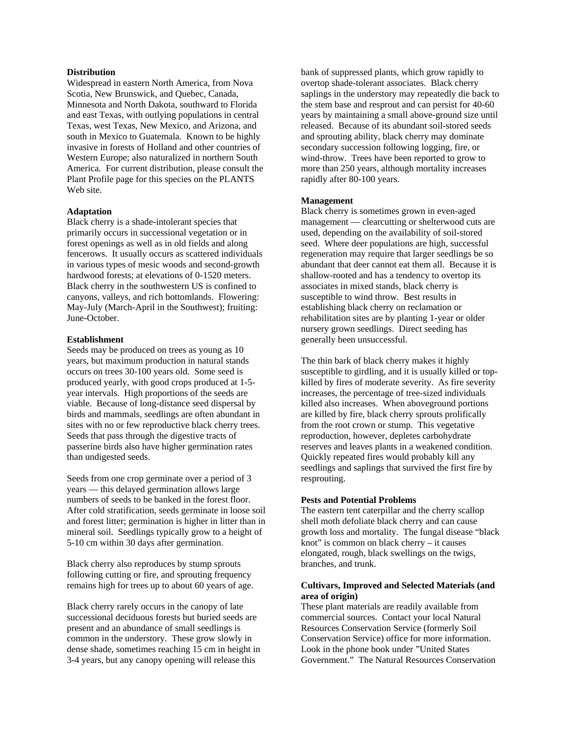**Distribution**

Widespread in eastern North America, from Nova Scotia, New Brunswick, and Quebec, Canada, Minnesota and North Dakota, southward to Florida and east Texas, with outlying populations in central Texas, west Texas, New Mexico, and Arizona, and south in Mexico to Guatemala. Known to be highly invasive in forests of Holland and other countries of Western Europe; also naturalized in northern South America. For current distribution, please consult the Plant Profile page for this species on the PLANTS Web site.

**Adaptation**

Black cherry is a shade-intolerant species that primarily occurs in successional vegetation or in forest openings as well as in old fields and along fencerows. It usually occurs as scattered individuals in various types of mesic woods and second-growth hardwood forests; at elevations of 0-1520 meters. Black cherry in the southwestern US is confined to canyons, valleys, and rich bottomlands. Flowering: May-July (March-April in the Southwest); fruiting: June-October.

**Establishment**

Seeds may be produced on trees as young as 10 years, but maximum production in natural stands occurs on trees 30-100 years old. Some seed is produced yearly, with good crops produced at 1-5-year intervals. High proportions of the seeds are viable. Because of long-distance seed dispersal by birds and mammals, seedlings are often abundant in sites with no or few reproductive black cherry trees. Seeds that pass through the digestive tracts of passerine birds also have higher germination rates than undigested seeds.

Seeds from one crop germinate over a period of 3 years — this delayed germination allows large numbers of seeds to be banked in the forest floor. After cold stratification, seeds germinate in loose soil and forest litter; germination is higher in litter than in mineral soil. Seedlings typically grow to a height of 5-10 cm within 30 days after germination.

Black cherry also reproduces by stump sprouts following cutting or fire, and sprouting frequency remains high for trees up to about 60 years of age.

Black cherry rarely occurs in the canopy of late successional deciduous forests but buried seeds are present and an abundance of small seedlings is common in the understory. These grow slowly in dense shade, sometimes reaching 15 cm in height in 3-4 years, but any canopy opening will release this bank of suppressed plants, which grow rapidly to overtop shade-tolerant associates. Black cherry saplings in the understory may repeatedly die back to the stem base and resprout and can persist for 40-60 years by maintaining a small above-ground size until released. Because of its abundant soil-stored seeds and sprouting ability, black cherry may dominate secondary succession following logging, fire, or wind-throw. Trees have been reported to grow to more than 250 years, although mortality increases rapidly after 80-100 years.

**Management**

Black cherry is sometimes grown in even-aged management — clearcutting or shelterwood cuts are used, depending on the availability of soil-stored seed. Where deer populations are high, successful regeneration may require that larger seedlings be so abundant that deer cannot eat them all. Because it is shallow-rooted and has a tendency to overtop its associates in mixed stands, black cherry is susceptible to wind throw. Best results in establishing black cherry on reclamation or rehabilitation sites are by planting 1-year or older nursery grown seedlings. Direct seeding has generally been unsuccessful.

The thin bark of black cherry makes it highly susceptible to girdling, and it is usually killed or top-killed by fires of moderate severity. As fire severity increases, the percentage of tree-sized individuals killed also increases. When aboveground portions are killed by fire, black cherry sprouts prolifically from the root crown or stump. This vegetative reproduction, however, depletes carbohydrate reserves and leaves plants in a weakened condition. Quickly repeated fires would probably kill any seedlings and saplings that survived the first fire by resprouting.

**Pests and Potential Problems**

The eastern tent caterpillar and the cherry scallop shell moth defoliate black cherry and can cause growth loss and mortality. The fungal disease "black knot" is common on black cherry – it causes elongated, rough, black swellings on the twigs, branches, and trunk.

**Cultivars, Improved and Selected Materials (and area of origin)**

These plant materials are readily available from commercial sources. Contact your local Natural Resources Conservation Service (formerly Soil Conservation Service) office for more information. Look in the phone book under "United States Government." The Natural Resources Conservation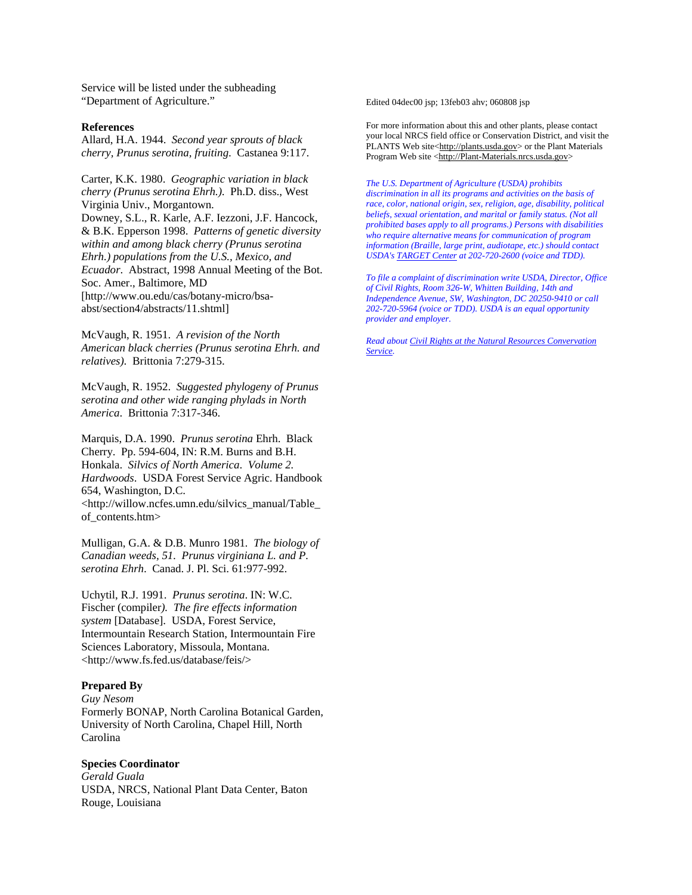Service will be listed under the subheading "Department of Agriculture."

## References

Allard, H.A. 1944. *Second year sprouts of black cherry, Prunus serotina, fruiting.* Castanea 9:117.

Carter, K.K. 1980. *Geographic variation in black cherry (Prunus serotina Ehrh.).* Ph.D. diss., West Virginia Univ., Morgantown.
Downey, S.L., R. Karle, A.F. Iezzoni, J.F. Hancock, & B.K. Epperson 1998. *Patterns of genetic diversity within and among black cherry (Prunus serotina Ehrh.) populations from the U.S., Mexico, and Ecuador.* Abstract, 1998 Annual Meeting of the Bot. Soc. Amer., Baltimore, MD [http://www.ou.edu/cas/botany-micro/bsa-abst/section4/abstracts/11.shtml]

McVaugh, R. 1951. *A revision of the North American black cherries (Prunus serotina Ehrh. and relatives).* Brittonia 7:279-315.

McVaugh, R. 1952. *Suggested phylogeny of Prunus serotina and other wide ranging phylads in North America.* Brittonia 7:317-346.

Marquis, D.A. 1990. *Prunus serotina* Ehrh. Black Cherry. Pp. 594-604, IN: R.M. Burns and B.H. Honkala. *Silvics of North America. Volume 2. Hardwoods.* USDA Forest Service Agric. Handbook 654, Washington, D.C. <http://willow.ncfes.umn.edu/silvics_manual/Table_of_contents.htm>

Mulligan, G.A. & D.B. Munro 1981. *The biology of Canadian weeds, 51. Prunus virginiana L. and P. serotina Ehrh.* Canad. J. Pl. Sci. 61:977-992.

Uchytil, R.J. 1991. *Prunus serotina.* IN: W.C. Fischer (compiler*). The fire effects information system* [Database]. USDA, Forest Service, Intermountain Research Station, Intermountain Fire Sciences Laboratory, Missoula, Montana. <http://www.fs.fed.us/database/feis/>

## Prepared By

*Guy Nesom*
Formerly BONAP, North Carolina Botanical Garden, University of North Carolina, Chapel Hill, North Carolina

## Species Coordinator

*Gerald Guala*
USDA, NRCS, National Plant Data Center, Baton Rouge, Louisiana

Edited 04dec00 jsp; 13feb03 ahv; 060808 jsp

For more information about this and other plants, please contact your local NRCS field office or Conservation District, and visit the PLANTS Web site<http://plants.usda.gov> or the Plant Materials Program Web site <http://Plant-Materials.nrcs.usda.gov>

*The U.S. Department of Agriculture (USDA) prohibits discrimination in all its programs and activities on the basis of race, color, national origin, sex, religion, age, disability, political beliefs, sexual orientation, and marital or family status. (Not all prohibited bases apply to all programs.) Persons with disabilities who require alternative means for communication of program information (Braille, large print, audiotape, etc.) should contact USDA's TARGET Center at 202-720-2600 (voice and TDD).*

*To file a complaint of discrimination write USDA, Director, Office of Civil Rights, Room 326-W, Whitten Building, 14th and Independence Avenue, SW, Washington, DC 20250-9410 or call 202-720-5964 (voice or TDD). USDA is an equal opportunity provider and employer.*

*Read about Civil Rights at the Natural Resources Convervation Service.*